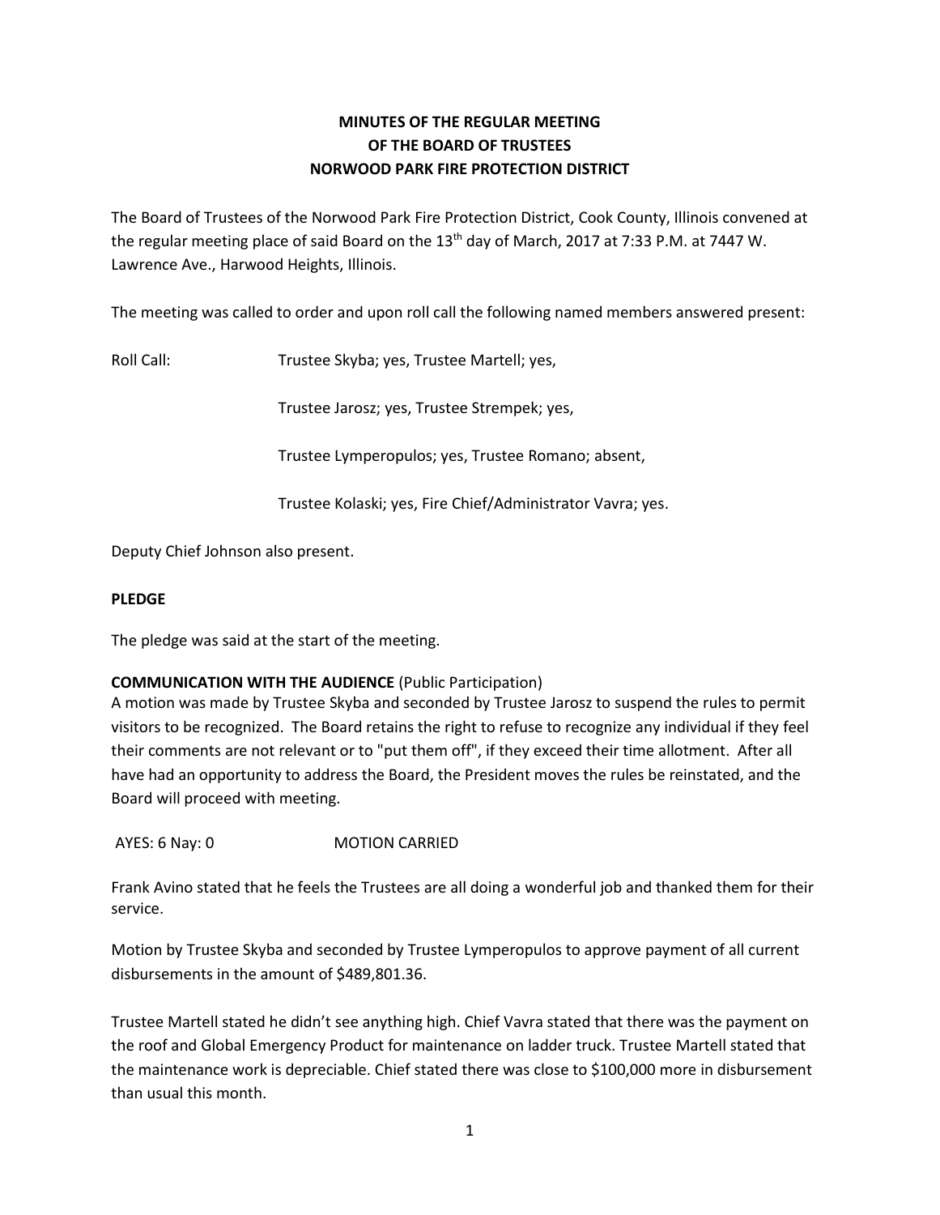# MINUTES OF THE REGULAR MEETING OF THE BOARD OF TRUSTEES NORWOOD PARK FIRE PROTECTION DISTRICT

The Board of Trustees of the Norwood Park Fire Protection District, Cook County, Illinois convened at the regular meeting place of said Board on the 13th day of March, 2017 at 7:33 P.M. at 7447 W. Lawrence Ave., Harwood Heights, Illinois.

The meeting was called to order and upon roll call the following named members answered present:

Roll Call: Trustee Skyba; yes, Trustee Martell; yes,

Trustee Jarosz; yes, Trustee Strempek; yes,

Trustee Lymperopulos; yes, Trustee Romano; absent,

Trustee Kolaski; yes, Fire Chief/Administrator Vavra; yes.

Deputy Chief Johnson also present.

**PLEDGE**

The pledge was said at the start of the meeting.

**COMMUNICATION WITH THE AUDIENCE** (Public Participation)

A motion was made by Trustee Skyba and seconded by Trustee Jarosz to suspend the rules to permit visitors to be recognized. The Board retains the right to refuse to recognize any individual if they feel their comments are not relevant or to "put them off", if they exceed their time allotment. After all have had an opportunity to address the Board, the President moves the rules be reinstated, and the Board will proceed with meeting.

AYES: 6 Nay: 0 MOTION CARRIED

Frank Avino stated that he feels the Trustees are all doing a wonderful job and thanked them for their service.

Motion by Trustee Skyba and seconded by Trustee Lymperopulos to approve payment of all current disbursements in the amount of $489,801.36.

Trustee Martell stated he didn't see anything high. Chief Vavra stated that there was the payment on the roof and Global Emergency Product for maintenance on ladder truck. Trustee Martell stated that the maintenance work is depreciable. Chief stated there was close to $100,000 more in disbursement than usual this month.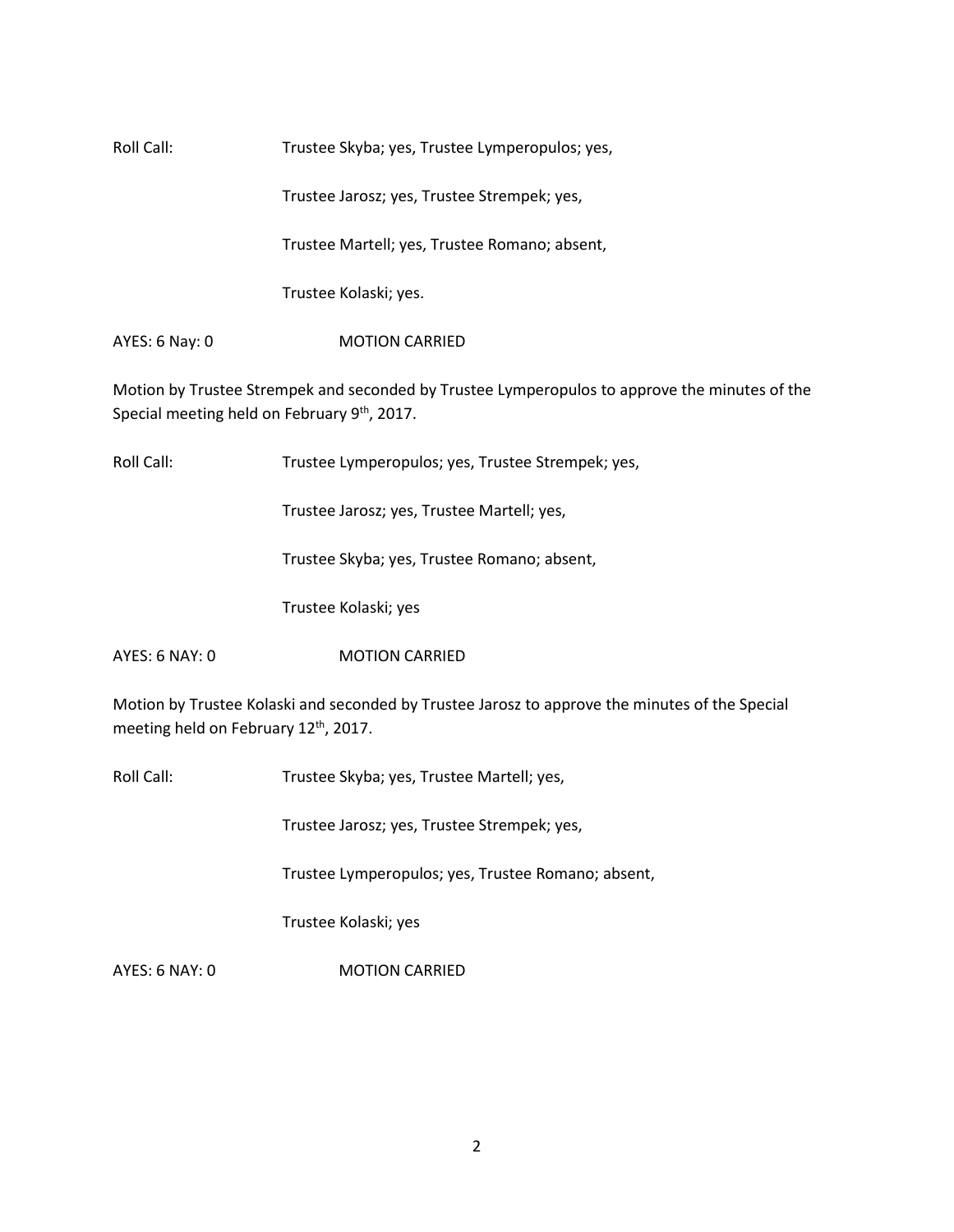Roll Call: Trustee Skyba; yes, Trustee Lymperopulos; yes,

Trustee Jarosz; yes, Trustee Strempek; yes,

Trustee Martell; yes, Trustee Romano; absent,

Trustee Kolaski; yes.

AYES: 6 Nay: 0 MOTION CARRIED

Motion by Trustee Strempek and seconded by Trustee Lymperopulos to approve the minutes of the Special meeting held on February 9th, 2017.

Roll Call: Trustee Lymperopulos; yes, Trustee Strempek; yes,

Trustee Jarosz; yes, Trustee Martell; yes,

Trustee Skyba; yes, Trustee Romano; absent,

Trustee Kolaski; yes

AYES: 6 NAY: 0 MOTION CARRIED

Motion by Trustee Kolaski and seconded by Trustee Jarosz to approve the minutes of the Special meeting held on February 12th, 2017.

Roll Call: Trustee Skyba; yes, Trustee Martell; yes,

Trustee Jarosz; yes, Trustee Strempek; yes,

Trustee Lymperopulos; yes, Trustee Romano; absent,

Trustee Kolaski; yes

AYES: 6 NAY: 0 MOTION CARRIED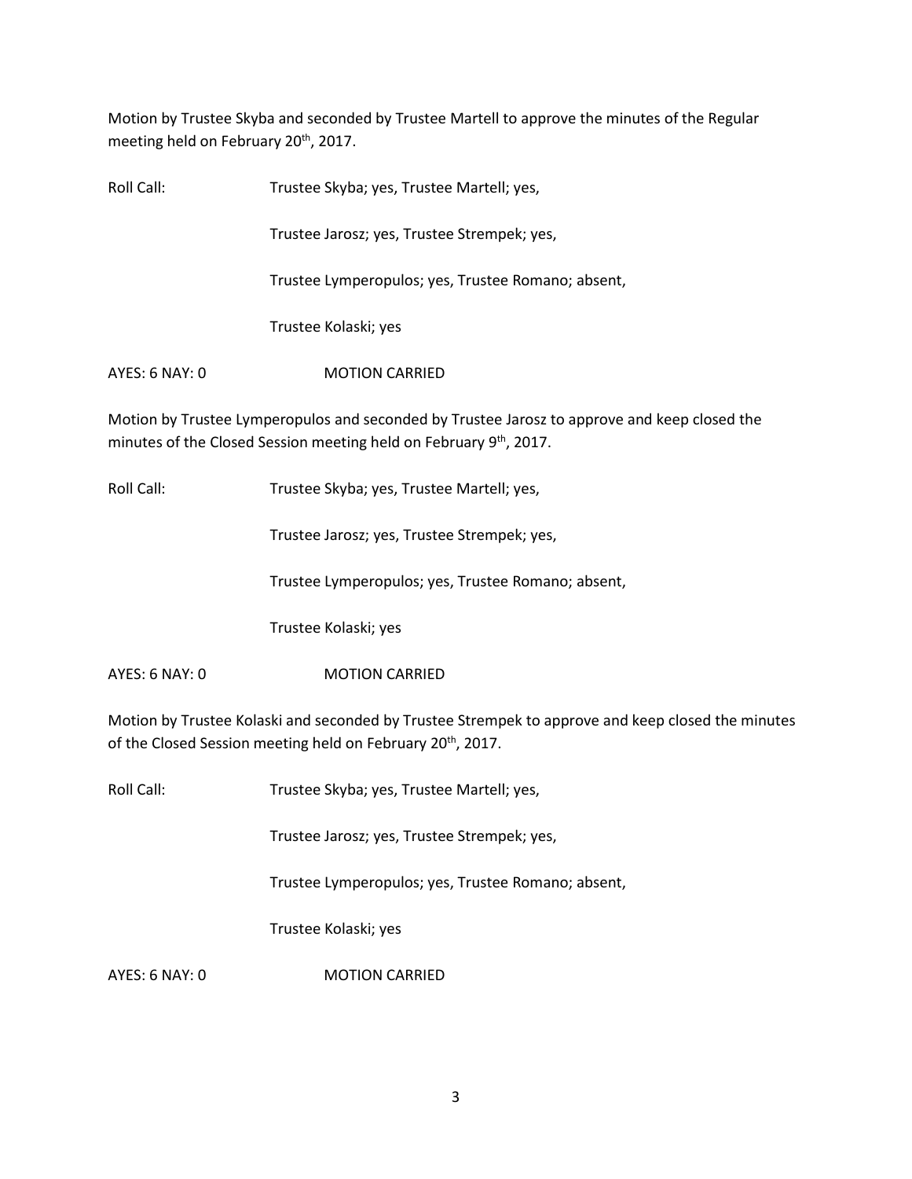Motion by Trustee Skyba and seconded by Trustee Martell to approve the minutes of the Regular meeting held on February 20th, 2017.

Roll Call: Trustee Skyba; yes, Trustee Martell; yes,

Trustee Jarosz; yes, Trustee Strempek; yes,

Trustee Lymperopulos; yes, Trustee Romano; absent,

Trustee Kolaski; yes

AYES: 6 NAY: 0 MOTION CARRIED

Motion by Trustee Lymperopulos and seconded by Trustee Jarosz to approve and keep closed the minutes of the Closed Session meeting held on February 9th, 2017.

Roll Call: Trustee Skyba; yes, Trustee Martell; yes,

Trustee Jarosz; yes, Trustee Strempek; yes,

Trustee Lymperopulos; yes, Trustee Romano; absent,

Trustee Kolaski; yes

AYES: 6 NAY: 0 MOTION CARRIED

Motion by Trustee Kolaski and seconded by Trustee Strempek to approve and keep closed the minutes of the Closed Session meeting held on February 20th, 2017.

Roll Call: Trustee Skyba; yes, Trustee Martell; yes,

Trustee Jarosz; yes, Trustee Strempek; yes,

Trustee Lymperopulos; yes, Trustee Romano; absent,

Trustee Kolaski; yes

AYES: 6 NAY: 0 MOTION CARRIED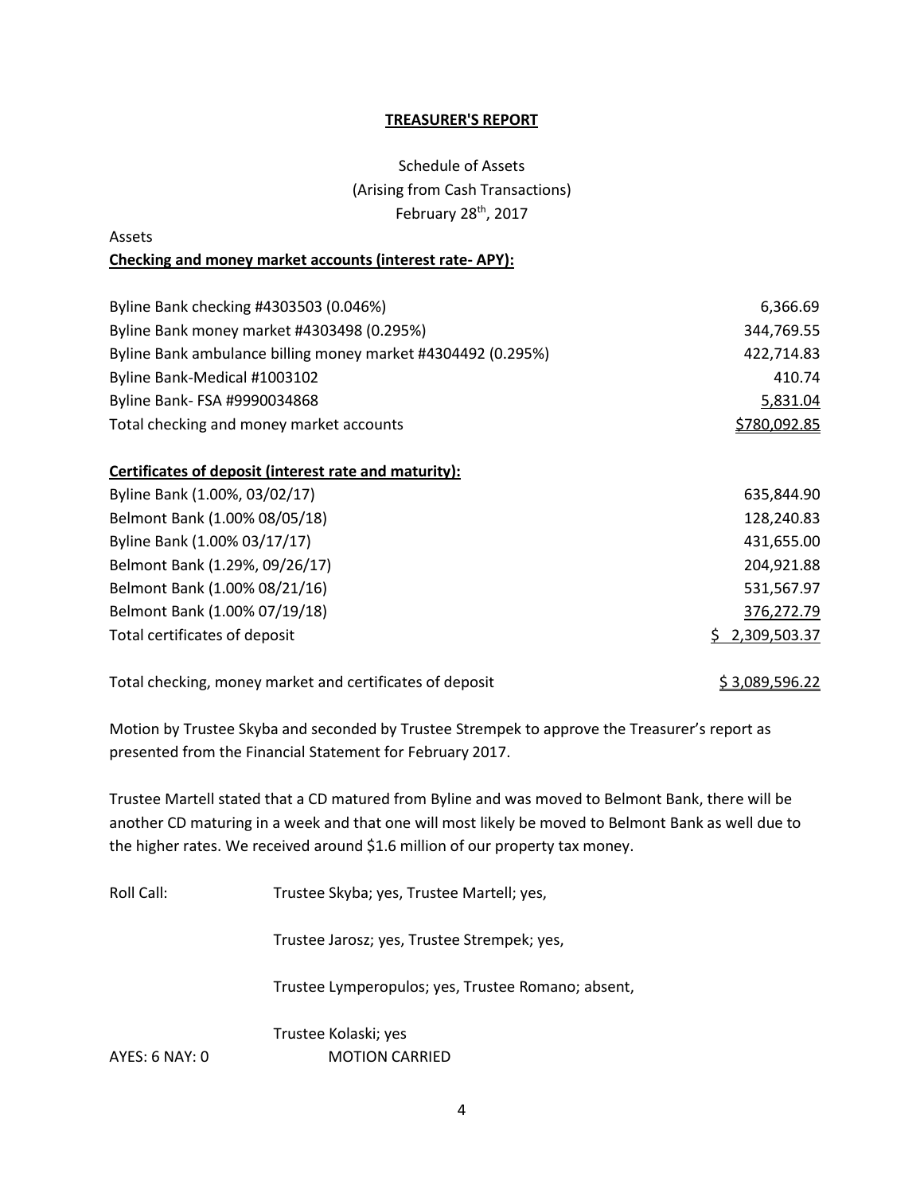**TREASURER'S REPORT**

Schedule of Assets
(Arising from Cash Transactions)
February 28th, 2017

Assets

**Checking and money market accounts (interest rate- APY):**

| | |
|---|---:|
| Byline Bank checking #4303503 (0.046%) | 6,366.69 |
| Byline Bank money market #4303498 (0.295%) | 344,769.55 |
| Byline Bank ambulance billing money market #4304492 (0.295%) | 422,714.83 |
| Byline Bank-Medical #1003102 | 410.74 |
| Byline Bank- FSA #9990034868 | 5,831.04 |
| Total checking and money market accounts | $780,092.85 |

**Certificates of deposit (interest rate and maturity):**

| | |
|---|---:|
| Byline Bank (1.00%, 03/02/17) | 635,844.90 |
| Belmont Bank (1.00% 08/05/18) | 128,240.83 |
| Byline Bank (1.00% 03/17/17) | 431,655.00 |
| Belmont Bank (1.29%, 09/26/17) | 204,921.88 |
| Belmont Bank (1.00% 08/21/16) | 531,567.97 |
| Belmont Bank (1.00% 07/19/18) | 376,272.79 |
| Total certificates of deposit | $ 2,309,503.37 |

| | |
|---|---:|
| Total checking, money market and certificates of deposit | $ 3,089,596.22 |

Motion by Trustee Skyba and seconded by Trustee Strempek to approve the Treasurer's report as presented from the Financial Statement for February 2017.

Trustee Martell stated that a CD matured from Byline and was moved to Belmont Bank, there will be another CD maturing in a week and that one will most likely be moved to Belmont Bank as well due to the higher rates. We received around $1.6 million of our property tax money.

Roll Call: Trustee Skyba; yes, Trustee Martell; yes,

Trustee Jarosz; yes, Trustee Strempek; yes,

Trustee Lymperopulos; yes, Trustee Romano; absent,

Trustee Kolaski; yes

AYES: 6 NAY: 0 MOTION CARRIED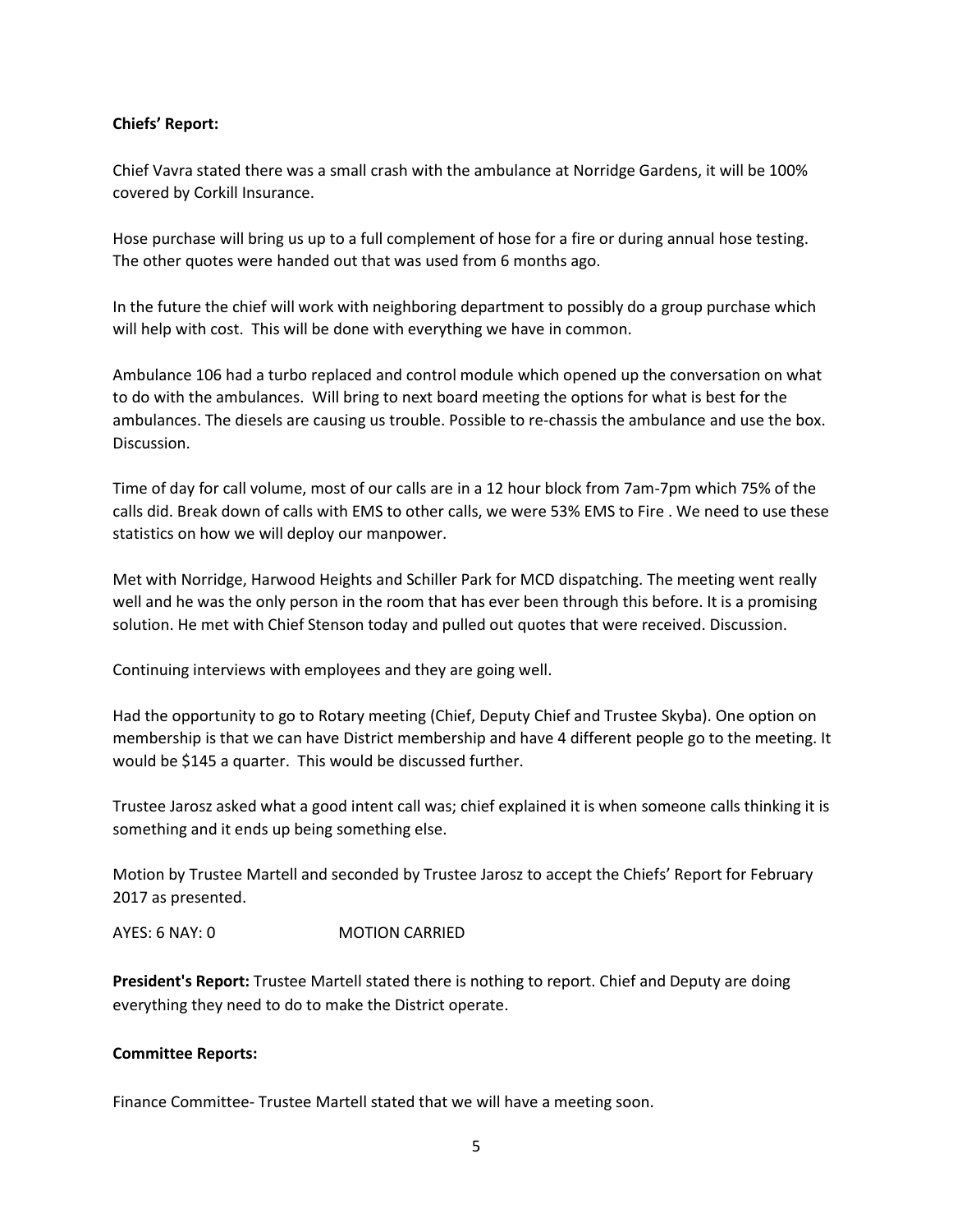**Chiefs' Report:**

Chief Vavra stated there was a small crash with the ambulance at Norridge Gardens, it will be 100% covered by Corkill Insurance.

Hose purchase will bring us up to a full complement of hose for a fire or during annual hose testing. The other quotes were handed out that was used from 6 months ago.

In the future the chief will work with neighboring department to possibly do a group purchase which will help with cost. This will be done with everything we have in common.

Ambulance 106 had a turbo replaced and control module which opened up the conversation on what to do with the ambulances. Will bring to next board meeting the options for what is best for the ambulances. The diesels are causing us trouble. Possible to re-chassis the ambulance and use the box. Discussion.

Time of day for call volume, most of our calls are in a 12 hour block from 7am-7pm which 75% of the calls did. Break down of calls with EMS to other calls, we were 53% EMS to Fire . We need to use these statistics on how we will deploy our manpower.

Met with Norridge, Harwood Heights and Schiller Park for MCD dispatching. The meeting went really well and he was the only person in the room that has ever been through this before. It is a promising solution. He met with Chief Stenson today and pulled out quotes that were received. Discussion.

Continuing interviews with employees and they are going well.

Had the opportunity to go to Rotary meeting (Chief, Deputy Chief and Trustee Skyba). One option on membership is that we can have District membership and have 4 different people go to the meeting. It would be $145 a quarter. This would be discussed further.

Trustee Jarosz asked what a good intent call was; chief explained it is when someone calls thinking it is something and it ends up being something else.

Motion by Trustee Martell and seconded by Trustee Jarosz to accept the Chiefs' Report for February 2017 as presented.

AYES: 6 NAY: 0 MOTION CARRIED

**President's Report:** Trustee Martell stated there is nothing to report. Chief and Deputy are doing everything they need to do to make the District operate.

**Committee Reports:**

Finance Committee- Trustee Martell stated that we will have a meeting soon.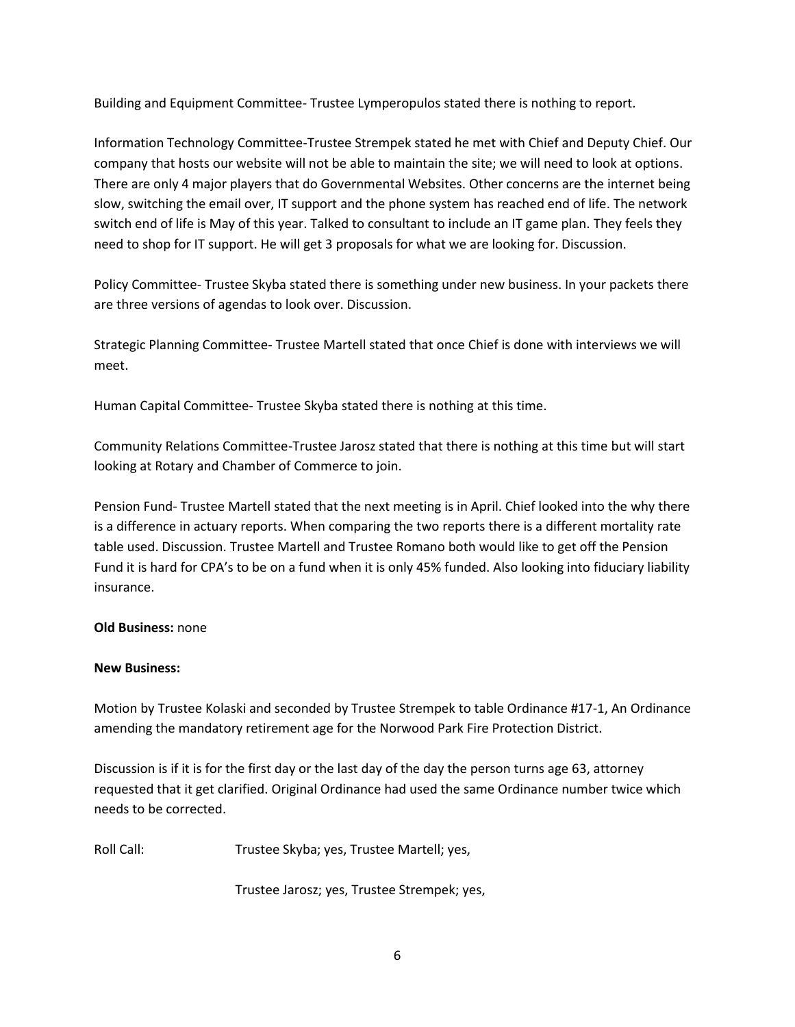Building and Equipment Committee- Trustee Lymperopulos stated there is nothing to report.

Information Technology Committee-Trustee Strempek stated he met with Chief and Deputy Chief. Our company that hosts our website will not be able to maintain the site; we will need to look at options. There are only 4 major players that do Governmental Websites. Other concerns are the internet being slow, switching the email over, IT support and the phone system has reached end of life. The network switch end of life is May of this year. Talked to consultant to include an IT game plan. They feels they need to shop for IT support. He will get 3 proposals for what we are looking for. Discussion.

Policy Committee- Trustee Skyba stated there is something under new business. In your packets there are three versions of agendas to look over. Discussion.

Strategic Planning Committee- Trustee Martell stated that once Chief is done with interviews we will meet.

Human Capital Committee- Trustee Skyba stated there is nothing at this time.

Community Relations Committee-Trustee Jarosz stated that there is nothing at this time but will start looking at Rotary and Chamber of Commerce to join.

Pension Fund- Trustee Martell stated that the next meeting is in April. Chief looked into the why there is a difference in actuary reports. When comparing the two reports there is a different mortality rate table used. Discussion. Trustee Martell and Trustee Romano both would like to get off the Pension Fund it is hard for CPA's to be on a fund when it is only 45% funded. Also looking into fiduciary liability insurance.

**Old Business:** none

**New Business:**

Motion by Trustee Kolaski and seconded by Trustee Strempek to table Ordinance #17-1, An Ordinance amending the mandatory retirement age for the Norwood Park Fire Protection District.

Discussion is if it is for the first day or the last day of the day the person turns age 63, attorney requested that it get clarified. Original Ordinance had used the same Ordinance number twice which needs to be corrected.

Roll Call: Trustee Skyba; yes, Trustee Martell; yes,

Trustee Jarosz; yes, Trustee Strempek; yes,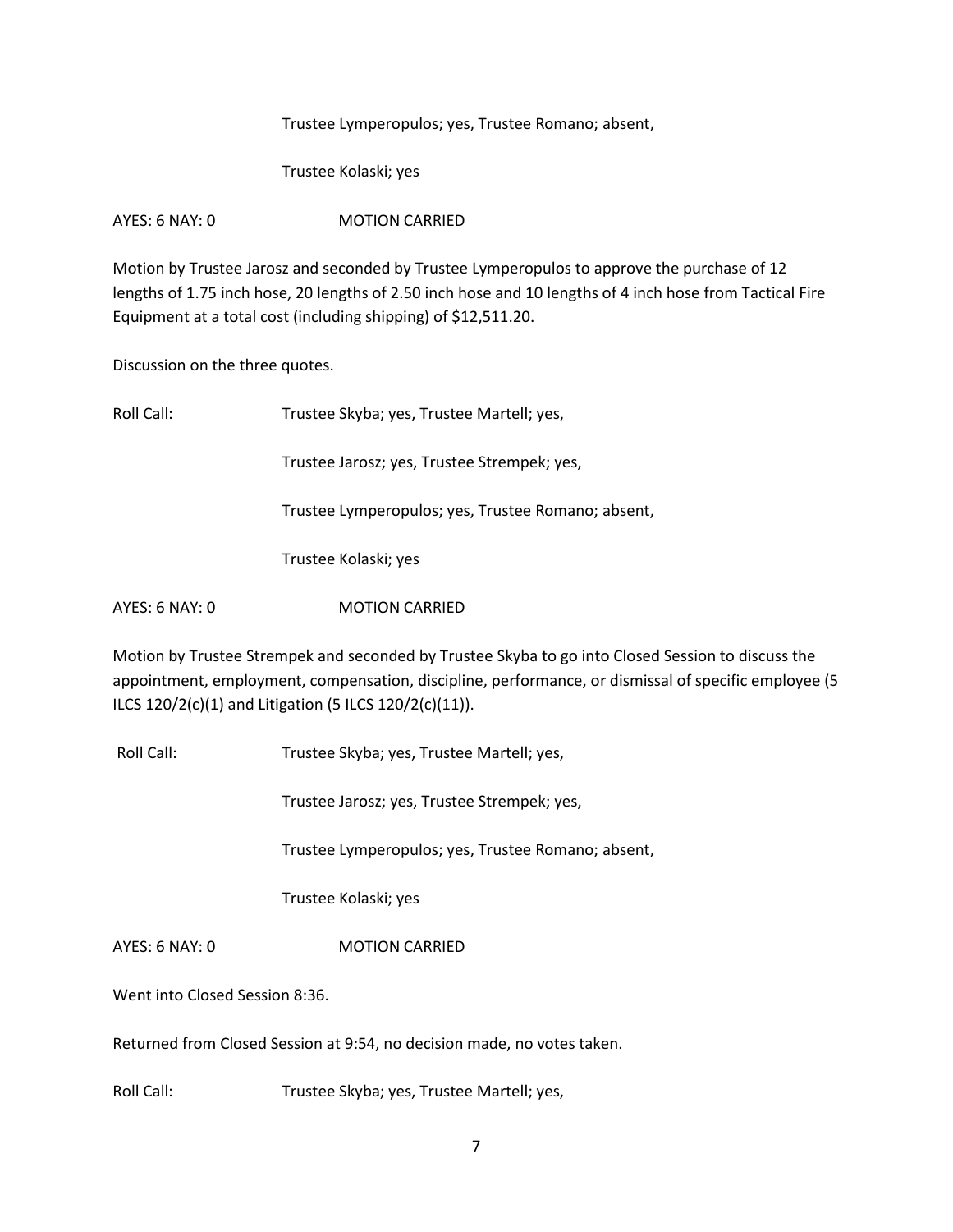Trustee Lymperopulos; yes, Trustee Romano; absent,

Trustee Kolaski; yes

AYES: 6 NAY: 0 MOTION CARRIED

Motion by Trustee Jarosz and seconded by Trustee Lymperopulos to approve the purchase of 12 lengths of 1.75 inch hose, 20 lengths of 2.50 inch hose and 10 lengths of 4 inch hose from Tactical Fire Equipment at a total cost (including shipping) of $12,511.20.

Discussion on the three quotes.

Roll Call: Trustee Skyba; yes, Trustee Martell; yes,

Trustee Jarosz; yes, Trustee Strempek; yes,

Trustee Lymperopulos; yes, Trustee Romano; absent,

Trustee Kolaski; yes

AYES: 6 NAY: 0 MOTION CARRIED

Motion by Trustee Strempek and seconded by Trustee Skyba to go into Closed Session to discuss the appointment, employment, compensation, discipline, performance, or dismissal of specific employee (5 ILCS 120/2(c)(1) and Litigation (5 ILCS 120/2(c)(11)).

Roll Call: Trustee Skyba; yes, Trustee Martell; yes,

Trustee Jarosz; yes, Trustee Strempek; yes,

Trustee Lymperopulos; yes, Trustee Romano; absent,

Trustee Kolaski; yes

AYES: 6 NAY: 0 MOTION CARRIED

Went into Closed Session 8:36.

Returned from Closed Session at 9:54, no decision made, no votes taken.

Roll Call: Trustee Skyba; yes, Trustee Martell; yes,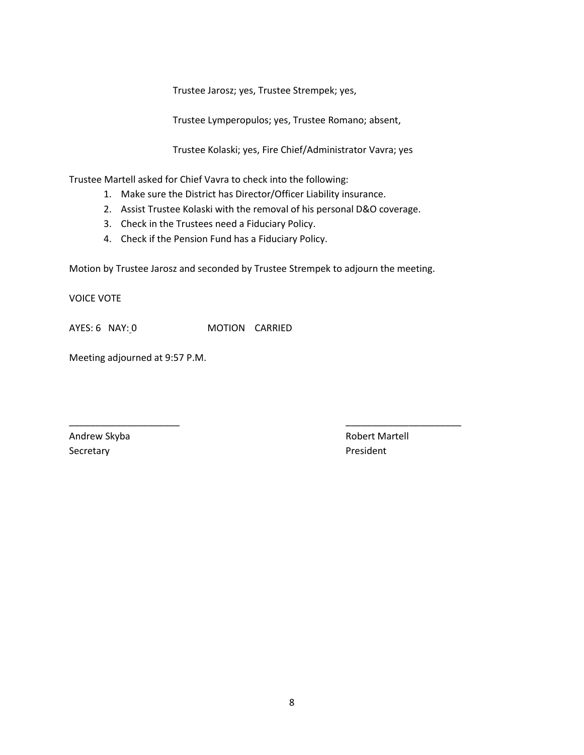Trustee Jarosz; yes, Trustee Strempek; yes,

Trustee Lymperopulos; yes, Trustee Romano; absent,

Trustee Kolaski; yes, Fire Chief/Administrator Vavra; yes

Trustee Martell asked for Chief Vavra to check into the following:

1. Make sure the District has Director/Officer Liability insurance.
2. Assist Trustee Kolaski with the removal of his personal D&O coverage.
3. Check in the Trustees need a Fiduciary Policy.
4. Check if the Pension Fund has a Fiduciary Policy.

Motion by Trustee Jarosz and seconded by Trustee Strempek to adjourn the meeting.

VOICE VOTE

AYES: 6 NAY: 0 MOTION CARRIED

Meeting adjourned at 9:57 P.M.

_____________________ _____________________

Andrew Skyba
Secretary

Robert Martell
President